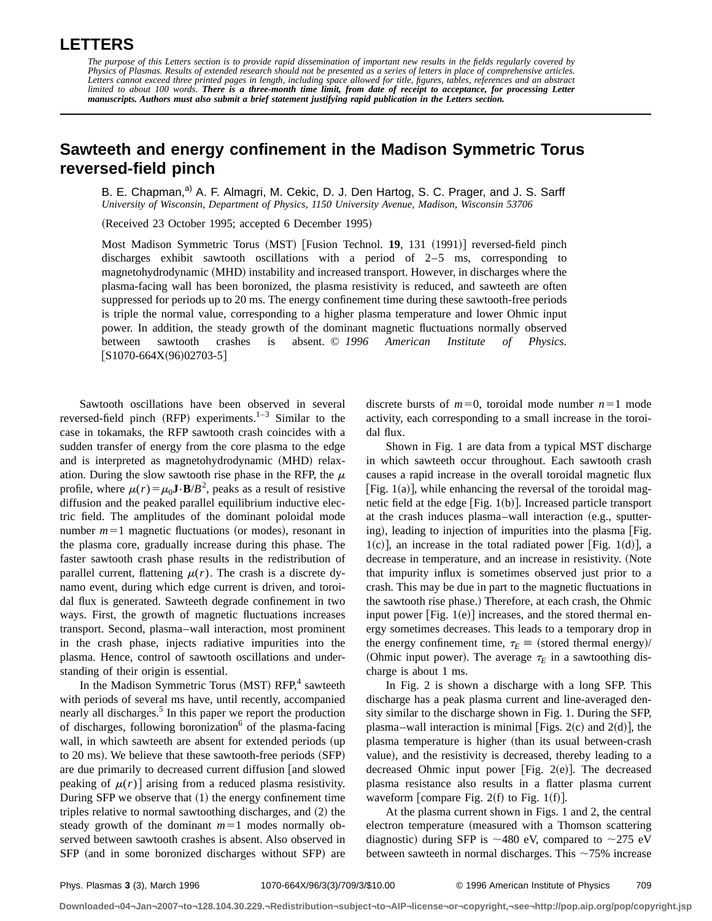# LETTERS

*The purpose of this Letters section is to provide rapid dissemination of important new results in the fields regularly covered by Physics of Plasmas. Results of extended research should not be presented as a series of letters in place of comprehensive articles. Letters cannot exceed three printed pages in length, including space allowed for title, figures, tables, references and an abstract limited to about 100 words.* ***There is a three-month time limit, from date of receipt to acceptance, for processing Letter manuscripts. Authors must also submit a brief statement justifying rapid publication in the Letters section.***

## Sawteeth and energy confinement in the Madison Symmetric Torus reversed-field pinch

B. E. Chapman,[a] A. F. Almagri, M. Cekic, D. J. Den Hartog, S. C. Prager, and J. S. Sarff
*University of Wisconsin, Department of Physics, 1150 University Avenue, Madison, Wisconsin 53706*

(Received 23 October 1995; accepted 6 December 1995)

Most Madison Symmetric Torus (MST) [Fusion Technol. **19**, 131 (1991)] reversed-field pinch discharges exhibit sawtooth oscillations with a period of 2–5 ms, corresponding to magnetohydrodynamic (MHD) instability and increased transport. However, in discharges where the plasma-facing wall has been boronized, the plasma resistivity is reduced, and sawteeth are often suppressed for periods up to 20 ms. The energy confinement time during these sawtooth-free periods is triple the normal value, corresponding to a higher plasma temperature and lower Ohmic input power. In addition, the steady growth of the dominant magnetic fluctuations normally observed between sawtooth crashes is absent. © *1996 American Institute of Physics.* [S1070-664X(96)02703-5]

Sawtooth oscillations have been observed in several reversed-field pinch (RFP) experiments.[1–3] Similar to the case in tokamaks, the RFP sawtooth crash coincides with a sudden transfer of energy from the core plasma to the edge and is interpreted as magnetohydrodynamic (MHD) relaxation. During the slow sawtooth rise phase in the RFP, the $\mu$ profile, where $\mu(r)=\mu_0\mathbf{J}\cdot\mathbf{B}/B^2$, peaks as a result of resistive diffusion and the peaked parallel equilibrium inductive electric field. The amplitudes of the dominant poloidal mode number $m=1$ magnetic fluctuations (or modes), resonant in the plasma core, gradually increase during this phase. The faster sawtooth crash phase results in the redistribution of parallel current, flattening $\mu(r)$. The crash is a discrete dynamo event, during which edge current is driven, and toroidal flux is generated. Sawteeth degrade confinement in two ways. First, the growth of magnetic fluctuations increases transport. Second, plasma–wall interaction, most prominent in the crash phase, injects radiative impurities into the plasma. Hence, control of sawtooth oscillations and understanding of their origin is essential.

In the Madison Symmetric Torus (MST) RFP,[4] sawteeth with periods of several ms have, until recently, accompanied nearly all discharges.[5] In this paper we report the production of discharges, following boronization[6] of the plasma-facing wall, in which sawteeth are absent for extended periods (up to 20 ms). We believe that these sawtooth-free periods (SFP) are due primarily to decreased current diffusion [and slowed peaking of $\mu(r)$] arising from a reduced plasma resistivity. During SFP we observe that (1) the energy confinement time triples relative to normal sawtoothing discharges, and (2) the steady growth of the dominant $m=1$ modes normally observed between sawtooth crashes is absent. Also observed in SFP (and in some boronized discharges without SFP) are discrete bursts of $m=0$, toroidal mode number $n=1$ mode activity, each corresponding to a small increase in the toroidal flux.

Shown in Fig. 1 are data from a typical MST discharge in which sawteeth occur throughout. Each sawtooth crash causes a rapid increase in the overall toroidal magnetic flux [Fig. 1(a)], while enhancing the reversal of the toroidal magnetic field at the edge [Fig. 1(b)]. Increased particle transport at the crash induces plasma–wall interaction (e.g., sputtering), leading to injection of impurities into the plasma [Fig. 1(c)], an increase in the total radiated power [Fig. 1(d)], a decrease in temperature, and an increase in resistivity. (Note that impurity influx is sometimes observed just prior to a crash. This may be due in part to the magnetic fluctuations in the sawtooth rise phase.) Therefore, at each crash, the Ohmic input power [Fig. 1(e)] increases, and the stored thermal energy sometimes decreases. This leads to a temporary drop in the energy confinement time, $\tau_E \equiv$ (stored thermal energy)/(Ohmic input power). The average $\tau_E$ in a sawtoothing discharge is about 1 ms.

In Fig. 2 is shown a discharge with a long SFP. This discharge has a peak plasma current and line-averaged density similar to the discharge shown in Fig. 1. During the SFP, plasma–wall interaction is minimal [Figs. 2(c) and 2(d)], the plasma temperature is higher (than its usual between-crash value), and the resistivity is decreased, thereby leading to a decreased Ohmic input power [Fig. 2(e)]. The decreased plasma resistance also results in a flatter plasma current waveform [compare Fig. 2(f) to Fig. 1(f)].

At the plasma current shown in Figs. 1 and 2, the central electron temperature (measured with a Thomson scattering diagnostic) during SFP is ~480 eV, compared to ~275 eV between sawteeth in normal discharges. This ~75% increase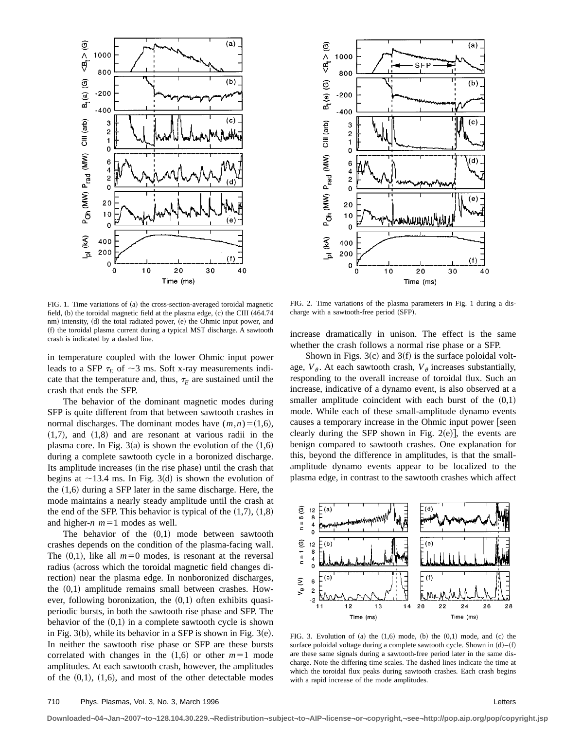FIG. 1. Time variations of (a) the cross-section-averaged toroidal magnetic field, (b) the toroidal magnetic field at the plasma edge, (c) the CIII (464.74 nm) intensity, (d) the total radiated power, (e) the Ohmic input power, and (f) the toroidal plasma current during a typical MST discharge. A sawtooth crash is indicated by a dashed line.

FIG. 2. Time variations of the plasma parameters in Fig. 1 during a discharge with a sawtooth-free period (SFP).

in temperature coupled with the lower Ohmic input power leads to a SFP $\tau_E$ of $\sim$3 ms. Soft x-ray measurements indicate that the temperature and, thus, $\tau_E$ are sustained until the crash that ends the SFP.

The behavior of the dominant magnetic modes during SFP is quite different from that between sawtooth crashes in normal discharges. The dominant modes have $(m,n)=(1,6)$, $(1,7)$, and $(1,8)$ and are resonant at various radii in the plasma core. In Fig. 3(a) is shown the evolution of the $(1,6)$ during a complete sawtooth cycle in a boronized discharge. Its amplitude increases (in the rise phase) until the crash that begins at $\sim$13.4 ms. In Fig. 3(d) is shown the evolution of the $(1,6)$ during a SFP later in the same discharge. Here, the mode maintains a nearly steady amplitude until the crash at the end of the SFP. This behavior is typical of the $(1,7)$, $(1,8)$ and higher-$n$ $m=1$ modes as well.

The behavior of the $(0,1)$ mode between sawtooth crashes depends on the condition of the plasma-facing wall. The $(0,1)$, like all $m=0$ modes, is resonant at the reversal radius (across which the toroidal magnetic field changes direction) near the plasma edge. In nonboronized discharges, the $(0,1)$ amplitude remains small between crashes. However, following boronization, the $(0,1)$ often exhibits quasiperiodic bursts, in both the sawtooth rise phase and SFP. The behavior of the $(0,1)$ in a complete sawtooth cycle is shown in Fig. 3(b), while its behavior in a SFP is shown in Fig. 3(e). In neither the sawtooth rise phase or SFP are these bursts correlated with changes in the $(1,6)$ or other $m=1$ mode amplitudes. At each sawtooth crash, however, the amplitudes of the $(0,1)$, $(1,6)$, and most of the other detectable modes increase dramatically in unison. The effect is the same whether the crash follows a normal rise phase or a SFP.

Shown in Figs. 3(c) and 3(f) is the surface poloidal voltage, $V_\theta$. At each sawtooth crash, $V_\theta$ increases substantially, responding to the overall increase of toroidal flux. Such an increase, indicative of a dynamo event, is also observed at a smaller amplitude coincident with each burst of the $(0,1)$ mode. While each of these small-amplitude dynamo events causes a temporary increase in the Ohmic input power [seen clearly during the SFP shown in Fig. 2(e)], the events are benign compared to sawtooth crashes. One explanation for this, beyond the difference in amplitudes, is that the small-amplitude dynamo events appear to be localized to the plasma edge, in contrast to the sawtooth crashes which affect

FIG. 3. Evolution of (a) the $(1,6)$ mode, (b) the $(0,1)$ mode, and (c) the surface poloidal voltage during a complete sawtooth cycle. Shown in (d)–(f) are these same signals during a sawtooth-free period later in the same discharge. Note the differing time scales. The dashed lines indicate the time at which the toroidal flux peaks during sawtooth crashes. Each crash begins with a rapid increase of the mode amplitudes.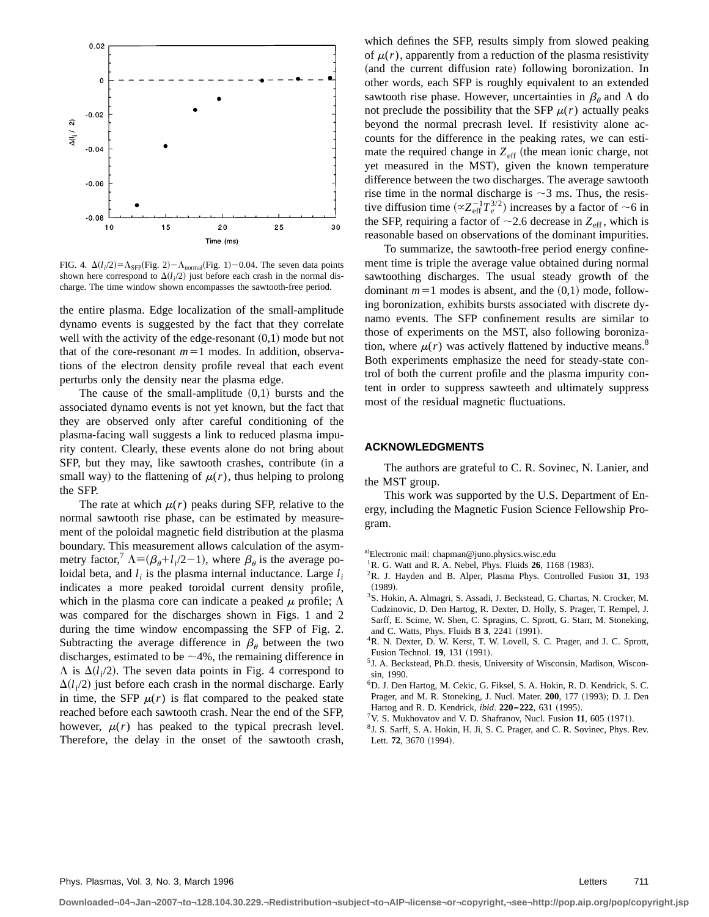0.02
0
-0.02
-0.04
-0.06
-0.08
$\Delta(l_i/2)$
10
15
20
25
30
Time (ms)

FIG. 4. $\Delta(l_i/2)=\Lambda_{\rm SFP}$(Fig. 2)$-\Lambda_{\rm normal}$(Fig. 1)$-0.04$. The seven data points shown here correspond to $\Delta(l_i/2)$ just before each crash in the normal discharge. The time window shown encompasses the sawtooth-free period.

the entire plasma. Edge localization of the small-amplitude dynamo events is suggested by the fact that they correlate well with the activity of the edge-resonant (0,1) mode but not that of the core-resonant $m=1$ modes. In addition, observations of the electron density profile reveal that each event perturbs only the density near the plasma edge.

The cause of the small-amplitude (0,1) bursts and the associated dynamo events is not yet known, but the fact that they are observed only after careful conditioning of the plasma-facing wall suggests a link to reduced plasma impurity content. Clearly, these events alone do not bring about SFP, but they may, like sawtooth crashes, contribute (in a small way) to the flattening of $\mu(r)$, thus helping to prolong the SFP.

The rate at which $\mu(r)$ peaks during SFP, relative to the normal sawtooth rise phase, can be estimated by measurement of the poloidal magnetic field distribution at the plasma boundary. This measurement allows calculation of the asymmetry factor,[7] $\Lambda\equiv(\beta_\theta+l_i/2-1)$, where $\beta_\theta$ is the average poloidal beta, and $l_i$ is the plasma internal inductance. Large $l_i$ indicates a more peaked toroidal current density profile, which in the plasma core can indicate a peaked $\mu$ profile; $\Lambda$ was compared for the discharges shown in Figs. 1 and 2 during the time window encompassing the SFP of Fig. 2. Subtracting the average difference in $\beta_\theta$ between the two discharges, estimated to be ~4%, the remaining difference in $\Lambda$ is $\Delta(l_i/2)$. The seven data points in Fig. 4 correspond to $\Delta(l_i/2)$ just before each crash in the normal discharge. Early in time, the SFP $\mu(r)$ is flat compared to the peaked state reached before each sawtooth crash. Near the end of the SFP, however, $\mu(r)$ has peaked to the typical precrash level. Therefore, the delay in the onset of the sawtooth crash, which defines the SFP, results simply from slowed peaking of $\mu(r)$, apparently from a reduction of the plasma resistivity (and the current diffusion rate) following boronization. In other words, each SFP is roughly equivalent to an extended sawtooth rise phase. However, uncertainties in $\beta_\theta$ and $\Lambda$ do not preclude the possibility that the SFP $\mu(r)$ actually peaks beyond the normal precrash level. If resistivity alone accounts for the difference in the peaking rates, we can estimate the required change in $Z_{\rm eff}$ (the mean ionic charge, not yet measured in the MST), given the known temperature difference between the two discharges. The average sawtooth rise time in the normal discharge is ~3 ms. Thus, the resistive diffusion time $(\propto Z_{\rm eff}^{-1}T_e^{3/2})$ increases by a factor of ~6 in the SFP, requiring a factor of ~2.6 decrease in $Z_{\rm eff}$, which is reasonable based on observations of the dominant impurities.

To summarize, the sawtooth-free period energy confinement time is triple the average value obtained during normal sawtoothing discharges. The usual steady growth of the dominant $m=1$ modes is absent, and the (0,1) mode, following boronization, exhibits bursts associated with discrete dynamo events. The SFP confinement results are similar to those of experiments on the MST, also following boronization, where $\mu(r)$ was actively flattened by inductive means.[8] Both experiments emphasize the need for steady-state control of both the current profile and the plasma impurity content in order to suppress sawteeth and ultimately suppress most of the residual magnetic fluctuations.

## ACKNOWLEDGMENTS

The authors are grateful to C. R. Sovinec, N. Lanier, and the MST group.

This work was supported by the U.S. Department of Energy, including the Magnetic Fusion Science Fellowship Program.

[a]Electronic mail: chapman@juno.physics.wisc.edu

[1]R. G. Watt and R. A. Nebel, Phys. Fluids **26**, 1168 (1983).

[2]R. J. Hayden and B. Alper, Plasma Phys. Controlled Fusion **31**, 193 (1989).

[3]S. Hokin, A. Almagri, S. Assadi, J. Beckstead, G. Chartas, N. Crocker, M. Cudzinovic, D. Den Hartog, R. Dexter, D. Holly, S. Prager, T. Rempel, J. Sarff, E. Scime, W. Shen, C. Spragins, C. Sprott, G. Starr, M. Stoneking, and C. Watts, Phys. Fluids B **3**, 2241 (1991).

[4]R. N. Dexter, D. W. Kerst, T. W. Lovell, S. C. Prager, and J. C. Sprott, Fusion Technol. **19**, 131 (1991).

[5]J. A. Beckstead, Ph.D. thesis, University of Wisconsin, Madison, Wisconsin, 1990.

[6]D. J. Den Hartog, M. Cekic, G. Fiksel, S. A. Hokin, R. D. Kendrick, S. C. Prager, and M. R. Stoneking, J. Nucl. Mater. **200**, 177 (1993); D. J. Den Hartog and R. D. Kendrick, *ibid.* **220–222**, 631 (1995).

[7]V. S. Mukhovatov and V. D. Shafranov, Nucl. Fusion **11**, 605 (1971).

[8]J. S. Sarff, S. A. Hokin, H. Ji, S. C. Prager, and C. R. Sovinec, Phys. Rev. Lett. **72**, 3670 (1994).